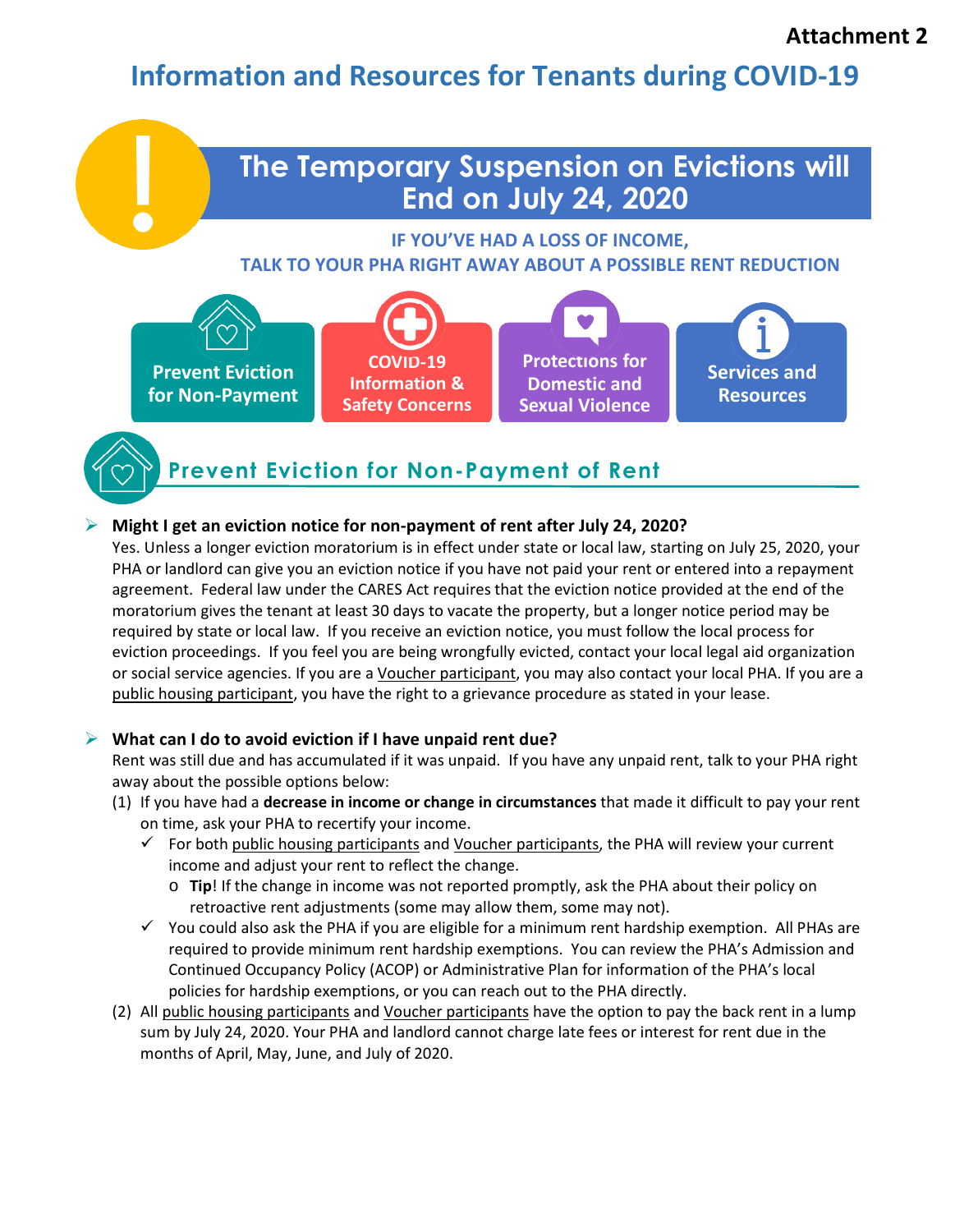**Attachment 2**

# Information and Resources for Tenants during COVID-19

## The Temporary Suspension on Evictions will End on July 24, 2020

**IF YOU'VE HAD A LOSS OF INCOME, TALK TO YOUR PHA RIGHT AWAY ABOUT A POSSIBLE RENT REDUCTION**

**Prevent Eviction for Non-Payment** | **COVID-19 Information & Safety Concerns** | **Protections for Domestic and Sexual Violence** | **Services and Resources**

## Prevent Eviction for Non-Payment of Rent

- **Might I get an eviction notice for non-payment of rent after July 24, 2020?**
  Yes. Unless a longer eviction moratorium is in effect under state or local law, starting on July 25, 2020, your PHA or landlord can give you an eviction notice if you have not paid your rent or entered into a repayment agreement. Federal law under the CARES Act requires that the eviction notice provided at the end of the moratorium gives the tenant at least 30 days to vacate the property, but a longer notice period may be required by state or local law. If you receive an eviction notice, you must follow the local process for eviction proceedings. If you feel you are being wrongfully evicted, contact your local legal aid organization or social service agencies. If you are a Voucher participant, you may also contact your local PHA. If you are a public housing participant, you have the right to a grievance procedure as stated in your lease.

- **What can I do to avoid eviction if I have unpaid rent due?**
  Rent was still due and has accumulated if it was unpaid. If you have any unpaid rent, talk to your PHA right away about the possible options below:
  1. If you have had a **decrease in income or change in circumstances** that made it difficult to pay your rent on time, ask your PHA to recertify your income.
     - ✓ For both public housing participants and Voucher participants, the PHA will review your current income and adjust your rent to reflect the change.
       - **Tip**! If the change in income was not reported promptly, ask the PHA about their policy on retroactive rent adjustments (some may allow them, some may not).
     - ✓ You could also ask the PHA if you are eligible for a minimum rent hardship exemption. All PHAs are required to provide minimum rent hardship exemptions. You can review the PHA's Admission and Continued Occupancy Policy (ACOP) or Administrative Plan for information of the PHA's local policies for hardship exemptions, or you can reach out to the PHA directly.
  2. All public housing participants and Voucher participants have the option to pay the back rent in a lump sum by July 24, 2020. Your PHA and landlord cannot charge late fees or interest for rent due in the months of April, May, June, and July of 2020.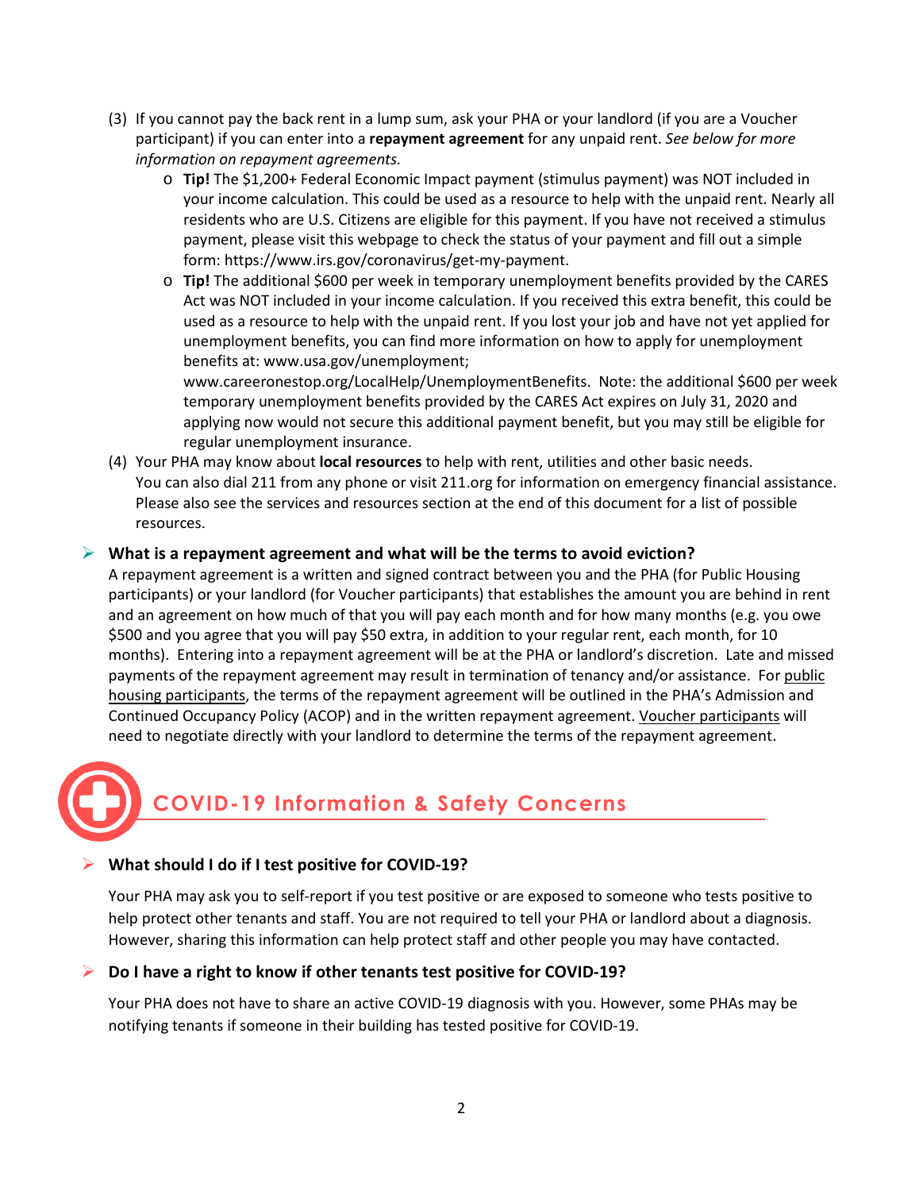(3) If you cannot pay the back rent in a lump sum, ask your PHA or your landlord (if you are a Voucher participant) if you can enter into a **repayment agreement** for any unpaid rent. *See below for more information on repayment agreements.*
   - **Tip!** The $1,200+ Federal Economic Impact payment (stimulus payment) was NOT included in your income calculation. This could be used as a resource to help with the unpaid rent. Nearly all residents who are U.S. Citizens are eligible for this payment. If you have not received a stimulus payment, please visit this webpage to check the status of your payment and fill out a simple form: https://www.irs.gov/coronavirus/get-my-payment.
   - **Tip!** The additional $600 per week in temporary unemployment benefits provided by the CARES Act was NOT included in your income calculation. If you received this extra benefit, this could be used as a resource to help with the unpaid rent. If you lost your job and have not yet applied for unemployment benefits, you can find more information on how to apply for unemployment benefits at: www.usa.gov/unemployment; www.careeronestop.org/LocalHelp/UnemploymentBenefits. Note: the additional $600 per week temporary unemployment benefits provided by the CARES Act expires on July 31, 2020 and applying now would not secure this additional payment benefit, but you may still be eligible for regular unemployment insurance.

(4) Your PHA may know about **local resources** to help with rent, utilities and other basic needs. You can also dial 211 from any phone or visit 211.org for information on emergency financial assistance. Please also see the services and resources section at the end of this document for a list of possible resources.

- **What is a repayment agreement and what will be the terms to avoid eviction?**

  A repayment agreement is a written and signed contract between you and the PHA (for Public Housing participants) or your landlord (for Voucher participants) that establishes the amount you are behind in rent and an agreement on how much of that you will pay each month and for how many months (e.g. you owe $500 and you agree that you will pay $50 extra, in addition to your regular rent, each month, for 10 months). Entering into a repayment agreement will be at the PHA or landlord's discretion. Late and missed payments of the repayment agreement may result in termination of tenancy and/or assistance. For public housing participants, the terms of the repayment agreement will be outlined in the PHA's Admission and Continued Occupancy Policy (ACOP) and in the written repayment agreement. Voucher participants will need to negotiate directly with your landlord to determine the terms of the repayment agreement.

## COVID-19 Information & Safety Concerns

- **What should I do if I test positive for COVID-19?**

  Your PHA may ask you to self-report if you test positive or are exposed to someone who tests positive to help protect other tenants and staff. You are not required to tell your PHA or landlord about a diagnosis. However, sharing this information can help protect staff and other people you may have contacted.

- **Do I have a right to know if other tenants test positive for COVID-19?**

  Your PHA does not have to share an active COVID-19 diagnosis with you. However, some PHAs may be notifying tenants if someone in their building has tested positive for COVID-19.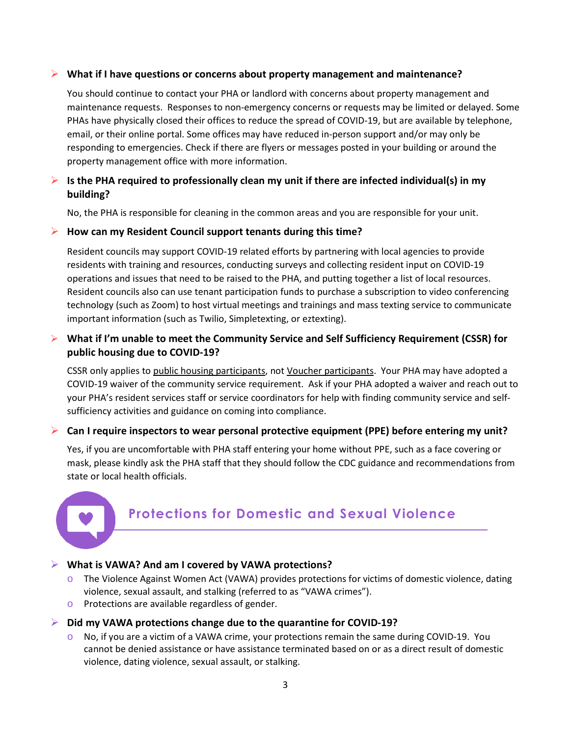- **What if I have questions or concerns about property management and maintenance?**

  You should continue to contact your PHA or landlord with concerns about property management and maintenance requests. Responses to non-emergency concerns or requests may be limited or delayed. Some PHAs have physically closed their offices to reduce the spread of COVID-19, but are available by telephone, email, or their online portal. Some offices may have reduced in-person support and/or may only be responding to emergencies. Check if there are flyers or messages posted in your building or around the property management office with more information.

- **Is the PHA required to professionally clean my unit if there are infected individual(s) in my building?**

  No, the PHA is responsible for cleaning in the common areas and you are responsible for your unit.

- **How can my Resident Council support tenants during this time?**

  Resident councils may support COVID-19 related efforts by partnering with local agencies to provide residents with training and resources, conducting surveys and collecting resident input on COVID-19 operations and issues that need to be raised to the PHA, and putting together a list of local resources. Resident councils also can use tenant participation funds to purchase a subscription to video conferencing technology (such as Zoom) to host virtual meetings and trainings and mass texting service to communicate important information (such as Twilio, Simpletexting, or eztexting).

- **What if I'm unable to meet the Community Service and Self Sufficiency Requirement (CSSR) for public housing due to COVID-19?**

  CSSR only applies to public housing participants, not Voucher participants. Your PHA may have adopted a COVID-19 waiver of the community service requirement. Ask if your PHA adopted a waiver and reach out to your PHA's resident services staff or service coordinators for help with finding community service and self-sufficiency activities and guidance on coming into compliance.

- **Can I require inspectors to wear personal protective equipment (PPE) before entering my unit?**

  Yes, if you are uncomfortable with PHA staff entering your home without PPE, such as a face covering or mask, please kindly ask the PHA staff that they should follow the CDC guidance and recommendations from state or local health officials.

## Protections for Domestic and Sexual Violence

- **What is VAWA? And am I covered by VAWA protections?**
  - The Violence Against Women Act (VAWA) provides protections for victims of domestic violence, dating violence, sexual assault, and stalking (referred to as "VAWA crimes").
  - Protections are available regardless of gender.

- **Did my VAWA protections change due to the quarantine for COVID-19?**
  - No, if you are a victim of a VAWA crime, your protections remain the same during COVID-19. You cannot be denied assistance or have assistance terminated based on or as a direct result of domestic violence, dating violence, sexual assault, or stalking.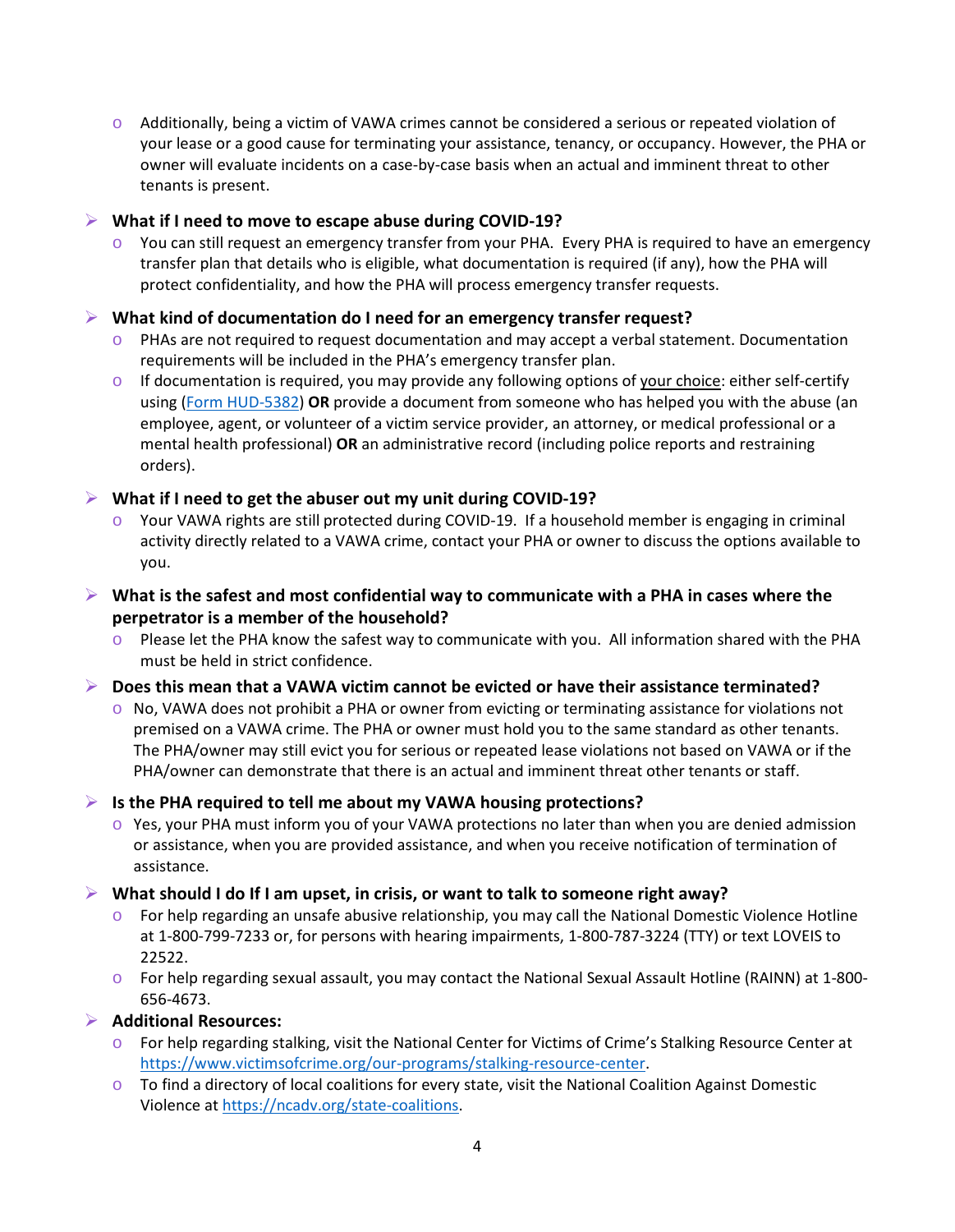- Additionally, being a victim of VAWA crimes cannot be considered a serious or repeated violation of your lease or a good cause for terminating your assistance, tenancy, or occupancy. However, the PHA or owner will evaluate incidents on a case-by-case basis when an actual and imminent threat to other tenants is present.

- **What if I need to move to escape abuse during COVID-19?**
  - You can still request an emergency transfer from your PHA. Every PHA is required to have an emergency transfer plan that details who is eligible, what documentation is required (if any), how the PHA will protect confidentiality, and how the PHA will process emergency transfer requests.

- **What kind of documentation do I need for an emergency transfer request?**
  - PHAs are not required to request documentation and may accept a verbal statement. Documentation requirements will be included in the PHA's emergency transfer plan.
  - If documentation is required, you may provide any following options of <u>your choice</u>: either self-certify using (Form HUD-5382) **OR** provide a document from someone who has helped you with the abuse (an employee, agent, or volunteer of a victim service provider, an attorney, or medical professional or a mental health professional) **OR** an administrative record (including police reports and restraining orders).

- **What if I need to get the abuser out my unit during COVID-19?**
  - Your VAWA rights are still protected during COVID-19. If a household member is engaging in criminal activity directly related to a VAWA crime, contact your PHA or owner to discuss the options available to you.

- **What is the safest and most confidential way to communicate with a PHA in cases where the perpetrator is a member of the household?**
  - Please let the PHA know the safest way to communicate with you. All information shared with the PHA must be held in strict confidence.

- **Does this mean that a VAWA victim cannot be evicted or have their assistance terminated?**
  - No, VAWA does not prohibit a PHA or owner from evicting or terminating assistance for violations not premised on a VAWA crime. The PHA or owner must hold you to the same standard as other tenants. The PHA/owner may still evict you for serious or repeated lease violations not based on VAWA or if the PHA/owner can demonstrate that there is an actual and imminent threat other tenants or staff.

- **Is the PHA required to tell me about my VAWA housing protections?**
  - Yes, your PHA must inform you of your VAWA protections no later than when you are denied admission or assistance, when you are provided assistance, and when you receive notification of termination of assistance.

- **What should I do If I am upset, in crisis, or want to talk to someone right away?**
  - For help regarding an unsafe abusive relationship, you may call the National Domestic Violence Hotline at 1-800-799-7233 or, for persons with hearing impairments, 1-800-787-3224 (TTY) or text LOVEIS to 22522.
  - For help regarding sexual assault, you may contact the National Sexual Assault Hotline (RAINN) at 1-800-656-4673.

- **Additional Resources:**
  - For help regarding stalking, visit the National Center for Victims of Crime's Stalking Resource Center at https://www.victimsofcrime.org/our-programs/stalking-resource-center.
  - To find a directory of local coalitions for every state, visit the National Coalition Against Domestic Violence at https://ncadv.org/state-coalitions.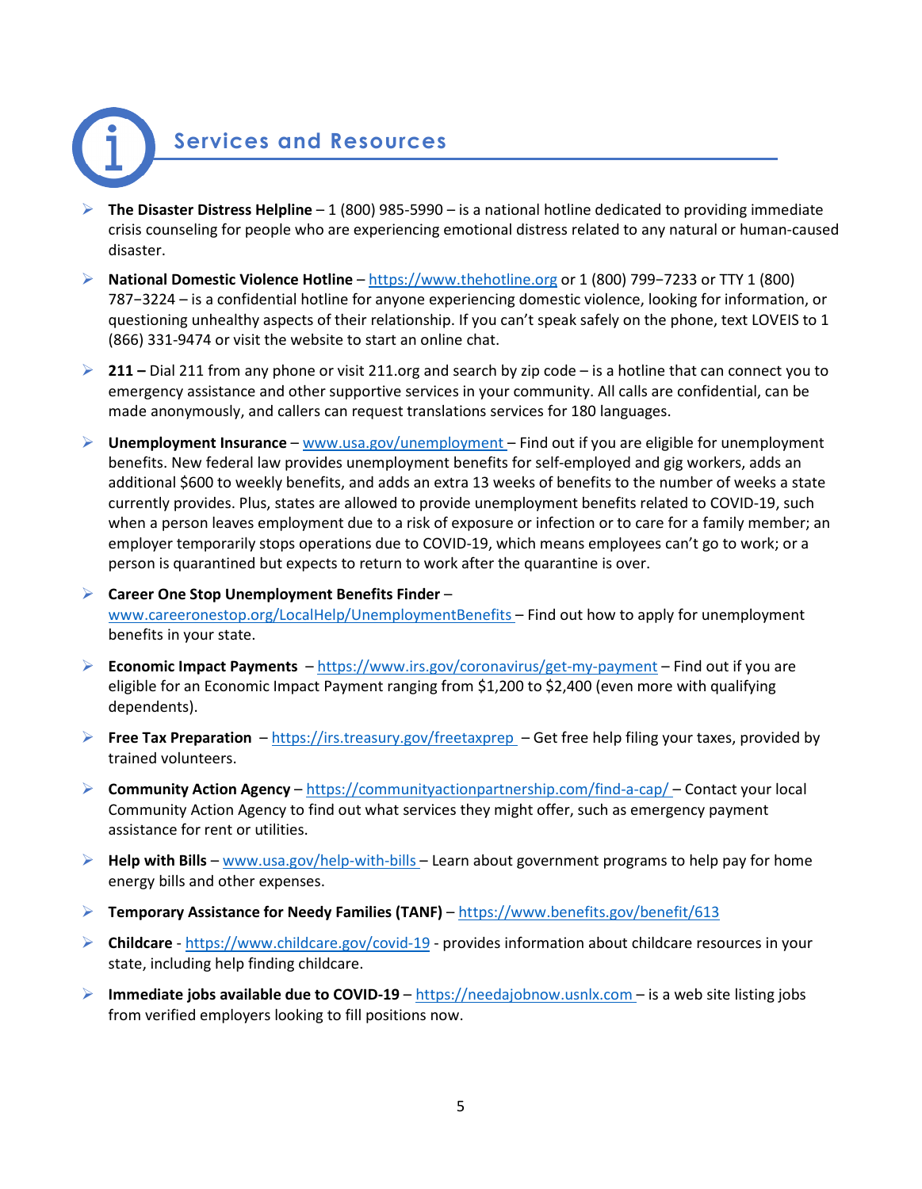## Services and Resources

- **The Disaster Distress Helpline** – 1 (800) 985-5990 – is a national hotline dedicated to providing immediate crisis counseling for people who are experiencing emotional distress related to any natural or human-caused disaster.
- **National Domestic Violence Hotline** – https://www.thehotline.org or 1 (800) 799−7233 or TTY 1 (800) 787−3224 – is a confidential hotline for anyone experiencing domestic violence, looking for information, or questioning unhealthy aspects of their relationship. If you can't speak safely on the phone, text LOVEIS to 1 (866) 331-9474 or visit the website to start an online chat.
- **211 –** Dial 211 from any phone or visit 211.org and search by zip code – is a hotline that can connect you to emergency assistance and other supportive services in your community. All calls are confidential, can be made anonymously, and callers can request translations services for 180 languages.
- **Unemployment Insurance** – www.usa.gov/unemployment – Find out if you are eligible for unemployment benefits. New federal law provides unemployment benefits for self-employed and gig workers, adds an additional $600 to weekly benefits, and adds an extra 13 weeks of benefits to the number of weeks a state currently provides. Plus, states are allowed to provide unemployment benefits related to COVID-19, such when a person leaves employment due to a risk of exposure or infection or to care for a family member; an employer temporarily stops operations due to COVID-19, which means employees can't go to work; or a person is quarantined but expects to return to work after the quarantine is over.
- **Career One Stop Unemployment Benefits Finder** – www.careeronestop.org/LocalHelp/UnemploymentBenefits – Find out how to apply for unemployment benefits in your state.
- **Economic Impact Payments** – https://www.irs.gov/coronavirus/get-my-payment – Find out if you are eligible for an Economic Impact Payment ranging from $1,200 to $2,400 (even more with qualifying dependents).
- **Free Tax Preparation** – https://irs.treasury.gov/freetaxprep – Get free help filing your taxes, provided by trained volunteers.
- **Community Action Agency** – https://communityactionpartnership.com/find-a-cap/ – Contact your local Community Action Agency to find out what services they might offer, such as emergency payment assistance for rent or utilities.
- **Help with Bills** – www.usa.gov/help-with-bills – Learn about government programs to help pay for home energy bills and other expenses.
- **Temporary Assistance for Needy Families (TANF)** – https://www.benefits.gov/benefit/613
- **Childcare** - https://www.childcare.gov/covid-19 - provides information about childcare resources in your state, including help finding childcare.
- **Immediate jobs available due to COVID-19** – https://needajobnow.usnlx.com – is a web site listing jobs from verified employers looking to fill positions now.